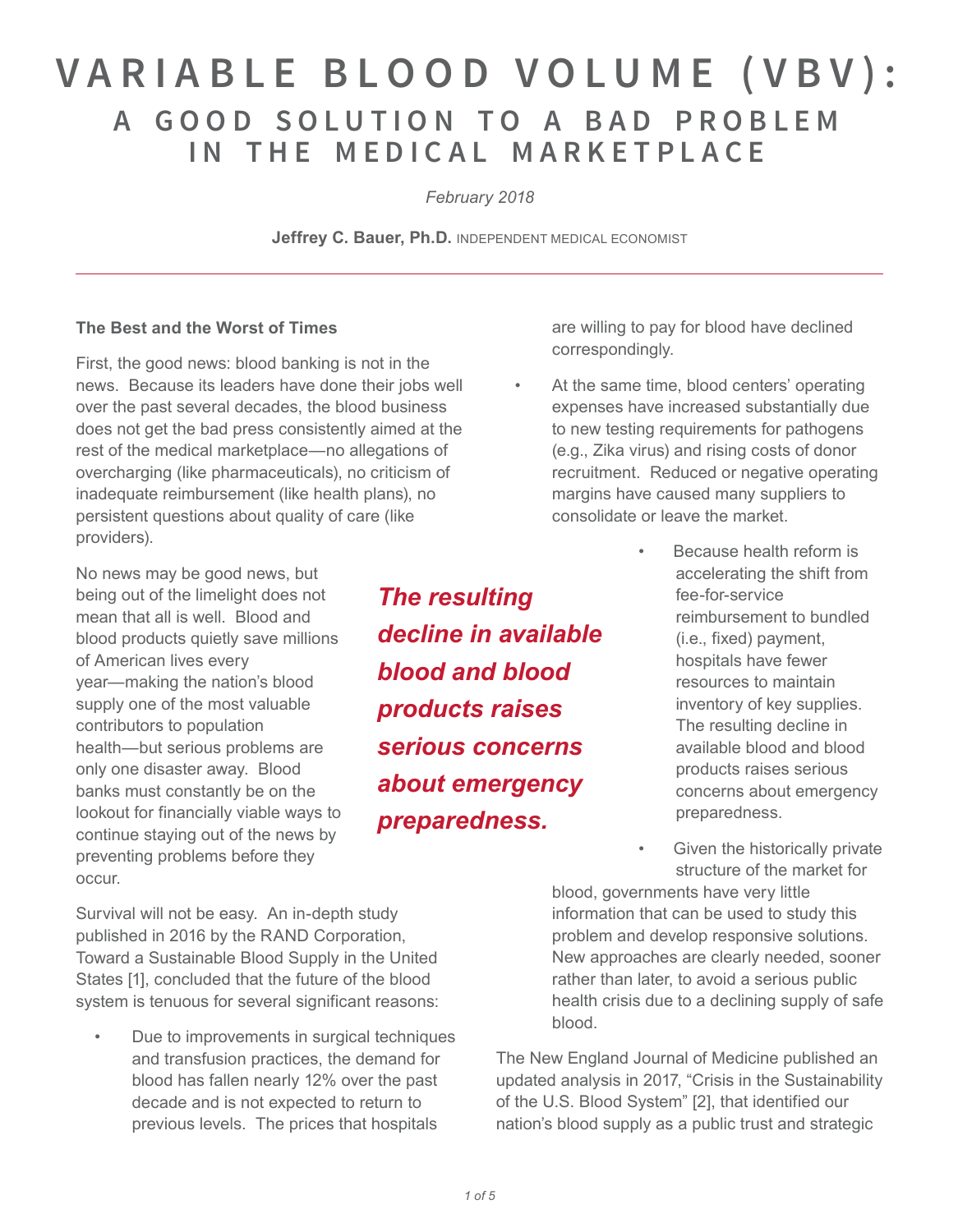# VARIABLE BLOOD VOLUME (VBV):
## A GOOD SOLUTION TO A BAD PROBLEM IN THE MEDICAL MARKETPLACE

*February 2018*

**Jeffrey C. Bauer, Ph.D.** INDEPENDENT MEDICAL ECONOMIST

---

### The Best and the Worst of Times

First, the good news: blood banking is not in the news. Because its leaders have done their jobs well over the past several decades, the blood business does not get the bad press consistently aimed at the rest of the medical marketplace—no allegations of overcharging (like pharmaceuticals), no criticism of inadequate reimbursement (like health plans), no persistent questions about quality of care (like providers).

No news may be good news, but being out of the limelight does not mean that all is well. Blood and blood products quietly save millions of American lives every year—making the nation's blood supply one of the most valuable contributors to population health—but serious problems are only one disaster away. Blood banks must constantly be on the lookout for financially viable ways to continue staying out of the news by preventing problems before they occur.

Survival will not be easy. An in-depth study published in 2016 by the RAND Corporation, Toward a Sustainable Blood Supply in the United States [1], concluded that the future of the blood system is tenuous for several significant reasons:

- Due to improvements in surgical techniques and transfusion practices, the demand for blood has fallen nearly 12% over the past decade and is not expected to return to previous levels. The prices that hospitals are willing to pay for blood have declined correspondingly.
- At the same time, blood centers' operating expenses have increased substantially due to new testing requirements for pathogens (e.g., Zika virus) and rising costs of donor recruitment. Reduced or negative operating margins have caused many suppliers to consolidate or leave the market.
- Because health reform is accelerating the shift from fee-for-service reimbursement to bundled (i.e., fixed) payment, hospitals have fewer resources to maintain inventory of key supplies. The resulting decline in available blood and blood products raises serious concerns about emergency preparedness.
- Given the historically private structure of the market for blood, governments have very little information that can be used to study this problem and develop responsive solutions. New approaches are clearly needed, sooner rather than later, to avoid a serious public health crisis due to a declining supply of safe blood.

***The resulting decline in available blood and blood products raises serious concerns about emergency preparedness.***

The New England Journal of Medicine published an updated analysis in 2017, "Crisis in the Sustainability of the U.S. Blood System" [2], that identified our nation's blood supply as a public trust and strategic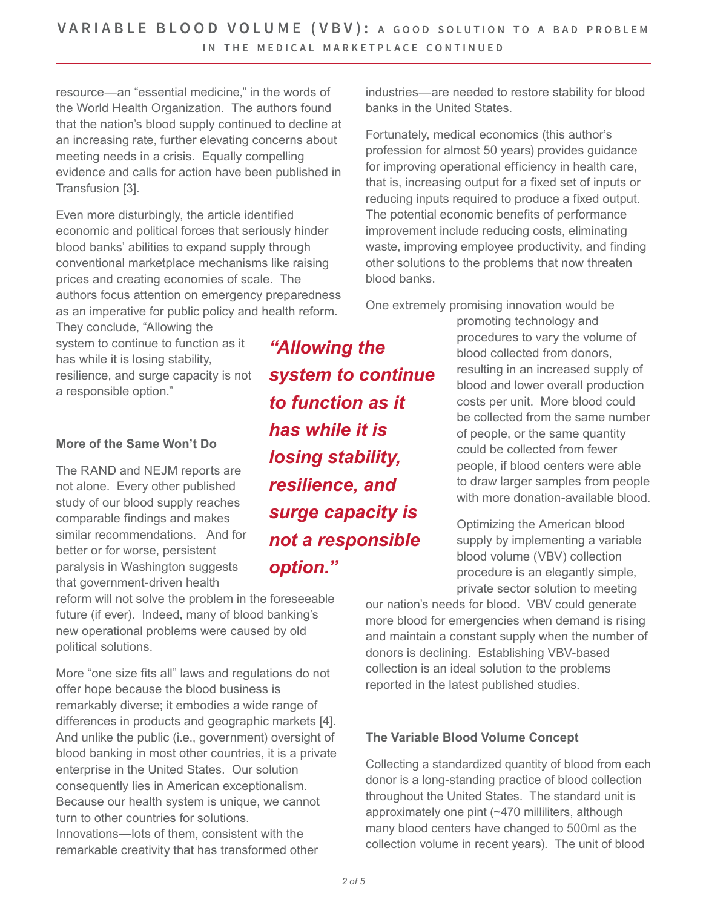resource—an "essential medicine," in the words of the World Health Organization. The authors found that the nation's blood supply continued to decline at an increasing rate, further elevating concerns about meeting needs in a crisis. Equally compelling evidence and calls for action have been published in Transfusion [3].

Even more disturbingly, the article identified economic and political forces that seriously hinder blood banks' abilities to expand supply through conventional marketplace mechanisms like raising prices and creating economies of scale. The authors focus attention on emergency preparedness as an imperative for public policy and health reform. They conclude, "Allowing the system to continue to function as it has while it is losing stability, resilience, and surge capacity is not a responsible option."

> ***"Allowing the system to continue to function as it has while it is losing stability, resilience, and surge capacity is not a responsible option."***

### More of the Same Won't Do

The RAND and NEJM reports are not alone. Every other published study of our blood supply reaches comparable findings and makes similar recommendations. And for better or for worse, persistent paralysis in Washington suggests that government-driven health reform will not solve the problem in the foreseeable future (if ever). Indeed, many of blood banking's new operational problems were caused by old political solutions.

More "one size fits all" laws and regulations do not offer hope because the blood business is remarkably diverse; it embodies a wide range of differences in products and geographic markets [4]. And unlike the public (i.e., government) oversight of blood banking in most other countries, it is a private enterprise in the United States. Our solution consequently lies in American exceptionalism. Because our health system is unique, we cannot turn to other countries for solutions. Innovations—lots of them, consistent with the remarkable creativity that has transformed other industries—are needed to restore stability for blood banks in the United States.

Fortunately, medical economics (this author's profession for almost 50 years) provides guidance for improving operational efficiency in health care, that is, increasing output for a fixed set of inputs or reducing inputs required to produce a fixed output. The potential economic benefits of performance improvement include reducing costs, eliminating waste, improving employee productivity, and finding other solutions to the problems that now threaten blood banks.

One extremely promising innovation would be promoting technology and procedures to vary the volume of blood collected from donors, resulting in an increased supply of blood and lower overall production costs per unit. More blood could be collected from the same number of people, or the same quantity could be collected from fewer people, if blood centers were able to draw larger samples from people with more donation-available blood.

Optimizing the American blood supply by implementing a variable blood volume (VBV) collection procedure is an elegantly simple, private sector solution to meeting our nation's needs for blood. VBV could generate more blood for emergencies when demand is rising and maintain a constant supply when the number of donors is declining. Establishing VBV-based collection is an ideal solution to the problems reported in the latest published studies.

### The Variable Blood Volume Concept

Collecting a standardized quantity of blood from each donor is a long-standing practice of blood collection throughout the United States. The standard unit is approximately one pint (~470 milliliters, although many blood centers have changed to 500ml as the collection volume in recent years). The unit of blood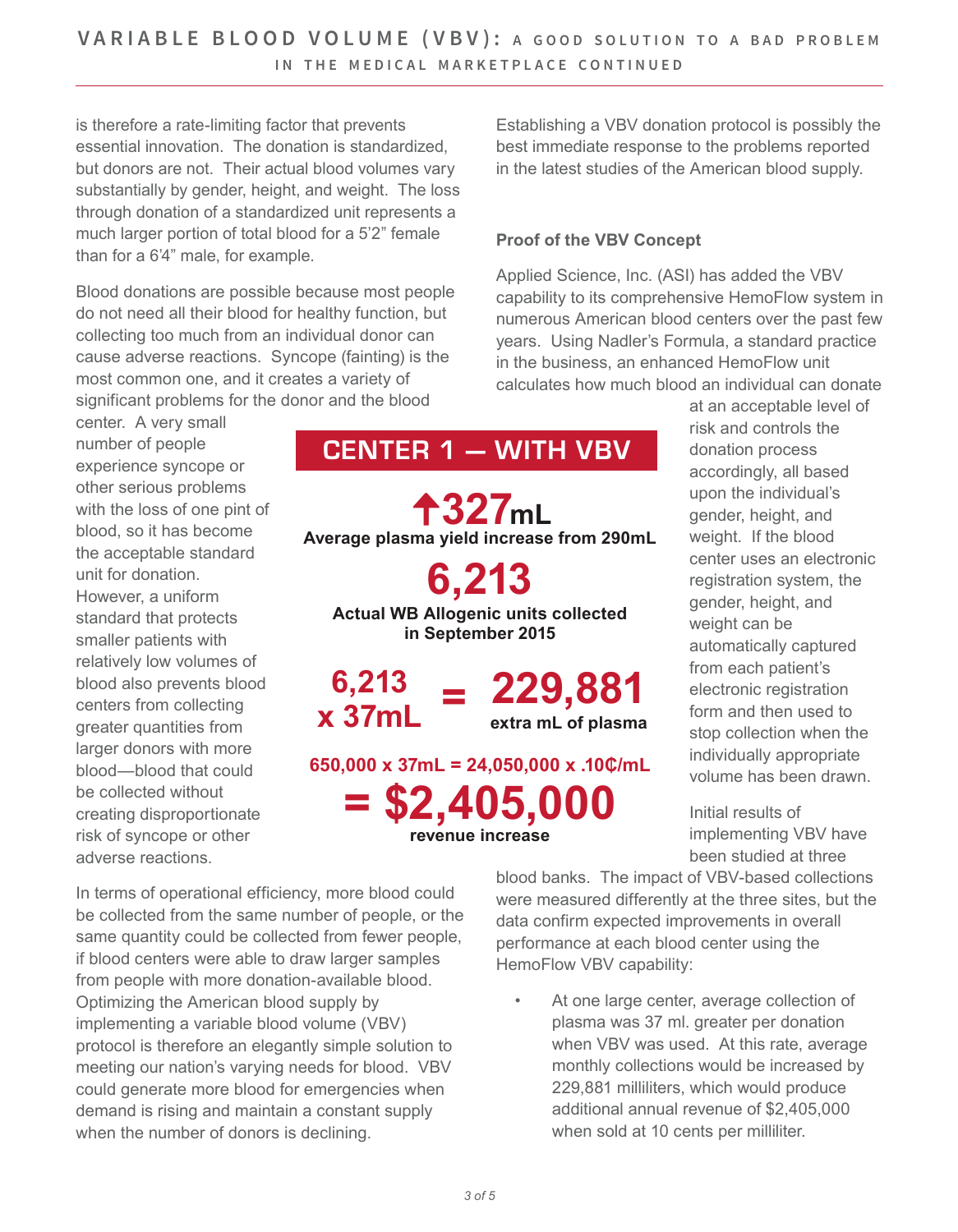is therefore a rate-limiting factor that prevents essential innovation. The donation is standardized, but donors are not. Their actual blood volumes vary substantially by gender, height, and weight. The loss through donation of a standardized unit represents a much larger portion of total blood for a 5'2" female than for a 6'4" male, for example.

Blood donations are possible because most people do not need all their blood for healthy function, but collecting too much from an individual donor can cause adverse reactions. Syncope (fainting) is the most common one, and it creates a variety of significant problems for the donor and the blood center. A very small number of people experience syncope or other serious problems with the loss of one pint of blood, so it has become the acceptable standard unit for donation. However, a uniform standard that protects smaller patients with relatively low volumes of blood also prevents blood centers from collecting greater quantities from larger donors with more blood—blood that could be collected without creating disproportionate risk of syncope or other adverse reactions.

In terms of operational efficiency, more blood could be collected from the same number of people, or the same quantity could be collected from fewer people, if blood centers were able to draw larger samples from people with more donation-available blood. Optimizing the American blood supply by implementing a variable blood volume (VBV) protocol is therefore an elegantly simple solution to meeting our nation's varying needs for blood. VBV could generate more blood for emergencies when demand is rising and maintain a constant supply when the number of donors is declining.

Establishing a VBV donation protocol is possibly the best immediate response to the problems reported in the latest studies of the American blood supply.

**Proof of the VBV Concept**

Applied Science, Inc. (ASI) has added the VBV capability to its comprehensive HemoFlow system in numerous American blood centers over the past few years. Using Nadler's Formula, a standard practice in the business, an enhanced HemoFlow unit calculates how much blood an individual can donate at an acceptable level of risk and controls the donation process accordingly, all based upon the individual's gender, height, and weight. If the blood center uses an electronic registration system, the gender, height, and weight can be automatically captured from each patient's electronic registration form and then used to stop collection when the individually appropriate volume has been drawn.

Initial results of implementing VBV have been studied at three blood banks. The impact of VBV-based collections were measured differently at the three sites, but the data confirm expected improvements in overall performance at each blood center using the HemoFlow VBV capability:

- At one large center, average collection of plasma was 37 ml. greater per donation when VBV was used. At this rate, average monthly collections would be increased by 229,881 milliliters, which would produce additional annual revenue of $2,405,000 when sold at 10 cents per milliliter.

**CENTER 1 — WITH VBV**

**↑327mL**
**Average plasma yield increase from 290mL**

**6,213**
**Actual WB Allogenic units collected in September 2015**

**6,213 x 37mL = 229,881 extra mL of plasma**

**650,000 x 37mL = 24,050,000 x .10₵/mL**
**= $2,405,000 revenue increase**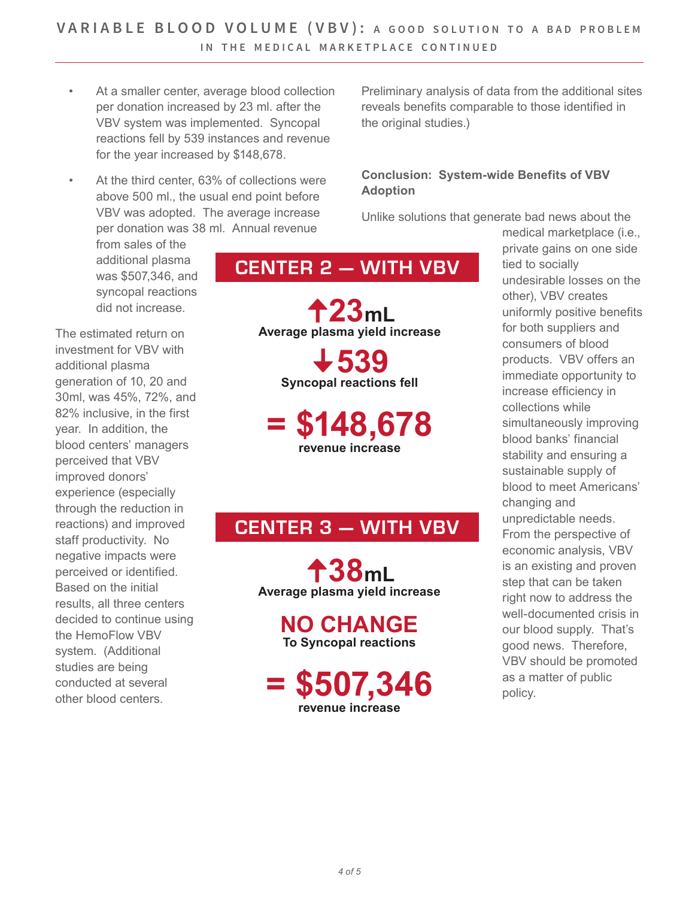- At a smaller center, average blood collection per donation increased by 23 ml. after the VBV system was implemented. Syncopal reactions fell by 539 instances and revenue for the year increased by $148,678.
- At the third center, 63% of collections were above 500 ml., the usual end point before VBV was adopted. The average increase per donation was 38 ml. Annual revenue from sales of the additional plasma was $507,346, and syncopal reactions did not increase.

The estimated return on investment for VBV with additional plasma generation of 10, 20 and 30ml, was 45%, 72%, and 82% inclusive, in the first year. In addition, the blood centers' managers perceived that VBV improved donors' experience (especially through the reduction in reactions) and improved staff productivity. No negative impacts were perceived or identified. Based on the initial results, all three centers decided to continue using the HemoFlow VBV system. (Additional studies are being conducted at several other blood centers. Preliminary analysis of data from the additional sites reveals benefits comparable to those identified in the original studies.)

**CENTER 2 — WITH VBV**

**↑23mL**
**Average plasma yield increase**

**↓539**
**Syncopal reactions fell**

**= $148,678**
**revenue increase**

**CENTER 3 — WITH VBV**

**↑38mL**
**Average plasma yield increase**

**NO CHANGE**
**To Syncopal reactions**

**= $507,346**
**revenue increase**

**Conclusion: System-wide Benefits of VBV Adoption**

Unlike solutions that generate bad news about the medical marketplace (i.e., private gains on one side tied to socially undesirable losses on the other), VBV creates uniformly positive benefits for both suppliers and consumers of blood products. VBV offers an immediate opportunity to increase efficiency in collections while simultaneously improving blood banks' financial stability and ensuring a sustainable supply of blood to meet Americans' changing and unpredictable needs. From the perspective of economic analysis, VBV is an existing and proven step that can be taken right now to address the well-documented crisis in our blood supply. That's good news. Therefore, VBV should be promoted as a matter of public policy.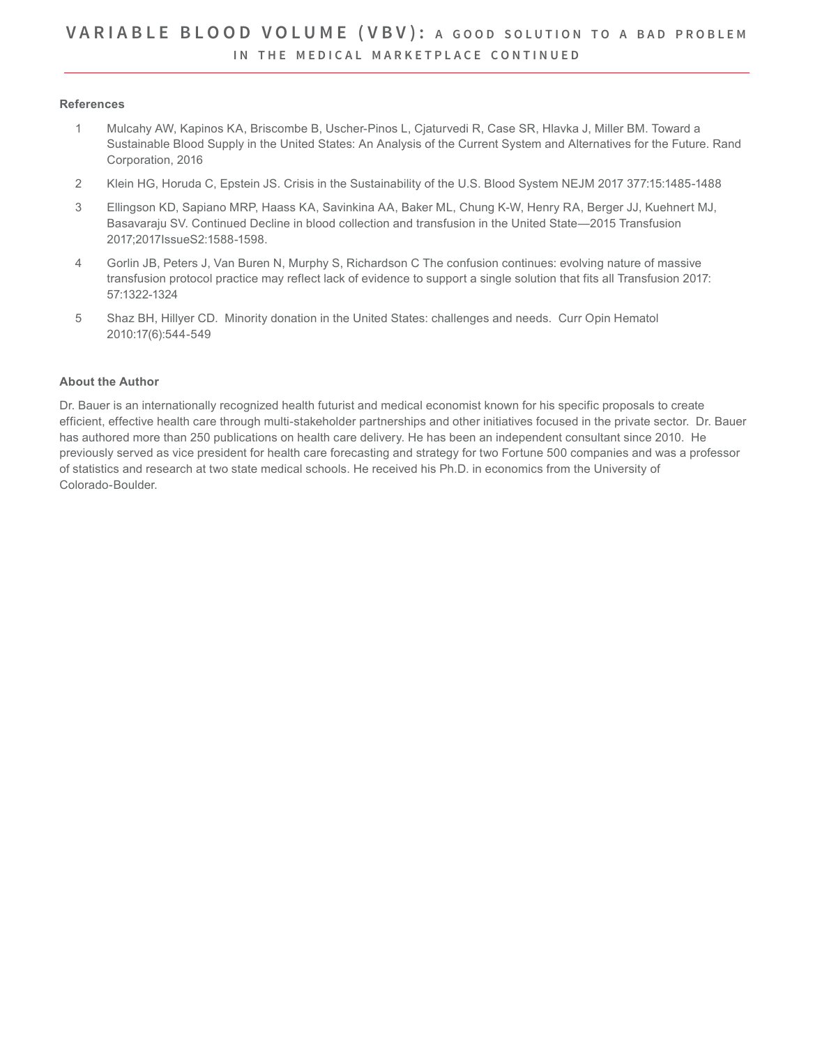## References

1. Mulcahy AW, Kapinos KA, Briscombe B, Uscher-Pinos L, Cjaturvedi R, Case SR, Hlavka J, Miller BM. Toward a Sustainable Blood Supply in the United States: An Analysis of the Current System and Alternatives for the Future. Rand Corporation, 2016
2. Klein HG, Horuda C, Epstein JS. Crisis in the Sustainability of the U.S. Blood System NEJM 2017 377:15:1485-1488
3. Ellingson KD, Sapiano MRP, Haass KA, Savinkina AA, Baker ML, Chung K-W, Henry RA, Berger JJ, Kuehnert MJ, Basavaraju SV. Continued Decline in blood collection and transfusion in the United State—2015 Transfusion 2017;2017IssueS2:1588-1598.
4. Gorlin JB, Peters J, Van Buren N, Murphy S, Richardson C The confusion continues: evolving nature of massive transfusion protocol practice may reflect lack of evidence to support a single solution that fits all Transfusion 2017: 57:1322-1324
5. Shaz BH, Hillyer CD. Minority donation in the United States: challenges and needs. Curr Opin Hematol 2010:17(6):544-549

## About the Author

Dr. Bauer is an internationally recognized health futurist and medical economist known for his specific proposals to create efficient, effective health care through multi-stakeholder partnerships and other initiatives focused in the private sector. Dr. Bauer has authored more than 250 publications on health care delivery. He has been an independent consultant since 2010. He previously served as vice president for health care forecasting and strategy for two Fortune 500 companies and was a professor of statistics and research at two state medical schools. He received his Ph.D. in economics from the University of Colorado-Boulder.